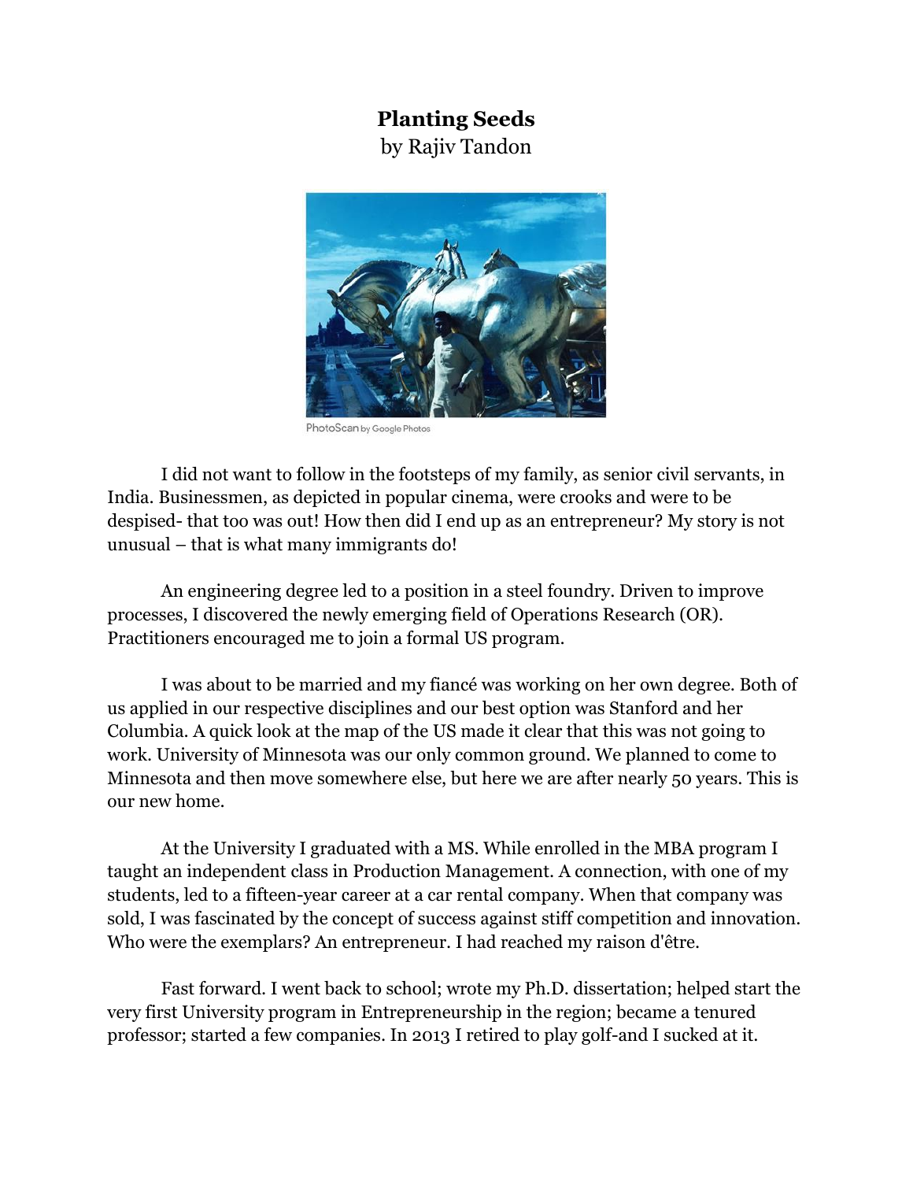# **Planting Seeds**

by Rajiv Tandon

PhotoScan by Google Photos

I did not want to follow in the footsteps of my family, as senior civil servants, in India. Businessmen, as depicted in popular cinema, were crooks and were to be despised- that too was out! How then did I end up as an entrepreneur? My story is not unusual – that is what many immigrants do!

An engineering degree led to a position in a steel foundry. Driven to improve processes, I discovered the newly emerging field of Operations Research (OR). Practitioners encouraged me to join a formal US program.

I was about to be married and my fiancé was working on her own degree. Both of us applied in our respective disciplines and our best option was Stanford and her Columbia. A quick look at the map of the US made it clear that this was not going to work. University of Minnesota was our only common ground. We planned to come to Minnesota and then move somewhere else, but here we are after nearly 50 years. This is our new home.

At the University I graduated with a MS. While enrolled in the MBA program I taught an independent class in Production Management. A connection, with one of my students, led to a fifteen-year career at a car rental company. When that company was sold, I was fascinated by the concept of success against stiff competition and innovation. Who were the exemplars? An entrepreneur. I had reached my raison d'être.

Fast forward. I went back to school; wrote my Ph.D. dissertation; helped start the very first University program in Entrepreneurship in the region; became a tenured professor; started a few companies. In 2013 I retired to play golf-and I sucked at it.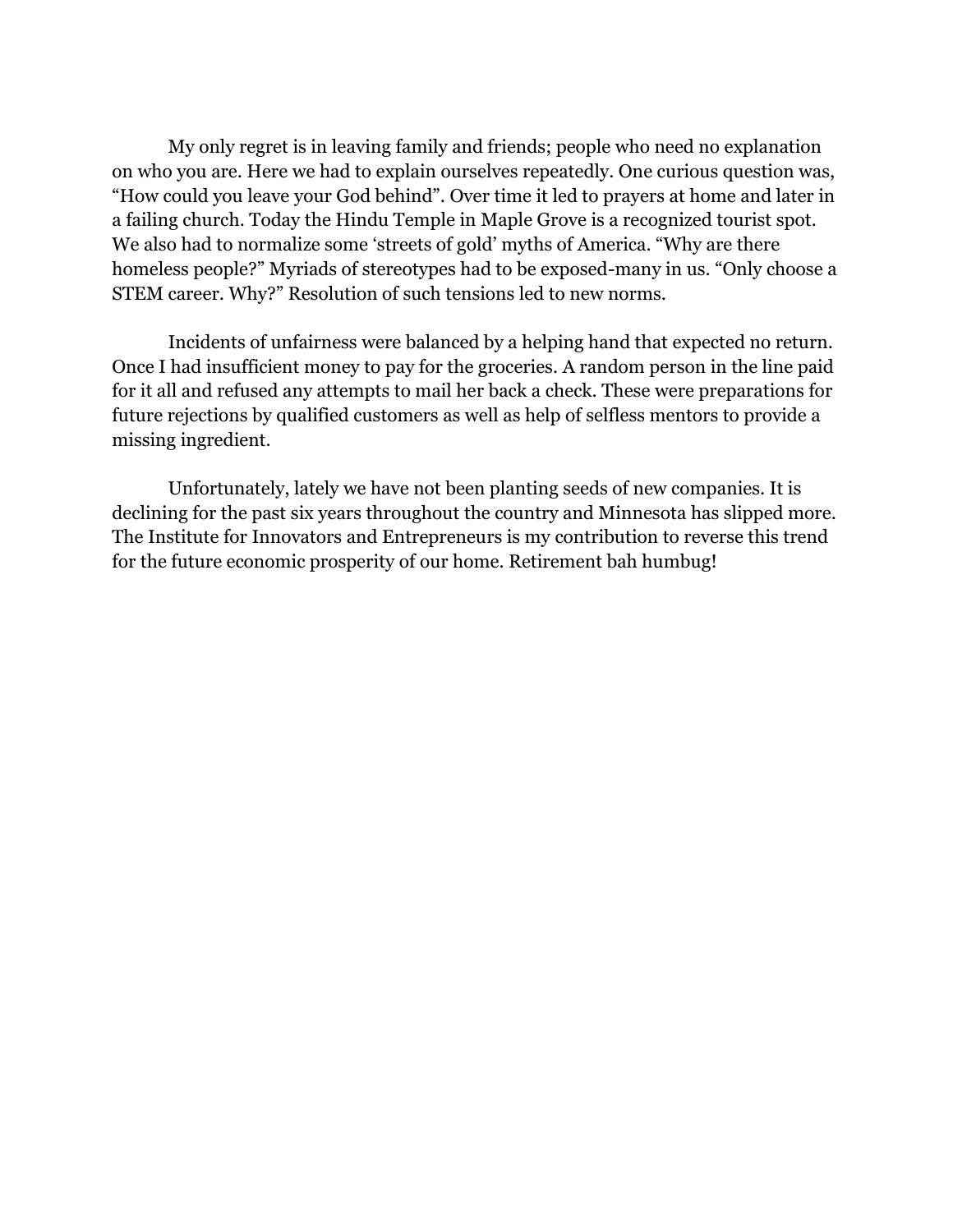My only regret is in leaving family and friends; people who need no explanation on who you are. Here we had to explain ourselves repeatedly. One curious question was, "How could you leave your God behind". Over time it led to prayers at home and later in a failing church. Today the Hindu Temple in Maple Grove is a recognized tourist spot. We also had to normalize some 'streets of gold' myths of America. "Why are there homeless people?" Myriads of stereotypes had to be exposed-many in us. "Only choose a STEM career. Why?" Resolution of such tensions led to new norms.

Incidents of unfairness were balanced by a helping hand that expected no return. Once I had insufficient money to pay for the groceries. A random person in the line paid for it all and refused any attempts to mail her back a check. These were preparations for future rejections by qualified customers as well as help of selfless mentors to provide a missing ingredient.

Unfortunately, lately we have not been planting seeds of new companies. It is declining for the past six years throughout the country and Minnesota has slipped more. The Institute for Innovators and Entrepreneurs is my contribution to reverse this trend for the future economic prosperity of our home. Retirement bah humbug!